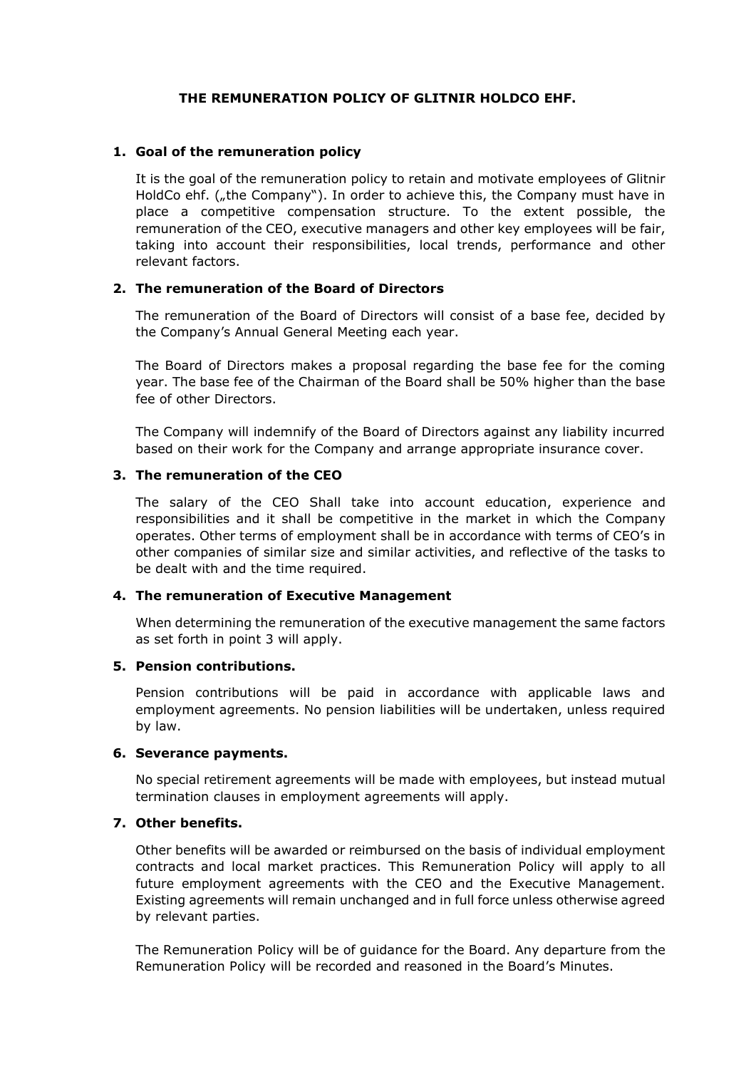# THE REMUNERATION POLICY OF GLITNIR HOLDCO EHF.

## 1. Goal of the remuneration policy

It is the goal of the remuneration policy to retain and motivate employees of Glitnir HoldCo ehf. („the Company"). In order to achieve this, the Company must have in place a competitive compensation structure. To the extent possible, the remuneration of the CEO, executive managers and other key employees will be fair, taking into account their responsibilities, local trends, performance and other relevant factors.

## 2. The remuneration of the Board of Directors

The remuneration of the Board of Directors will consist of a base fee, decided by the Company's Annual General Meeting each year.

The Board of Directors makes a proposal regarding the base fee for the coming year. The base fee of the Chairman of the Board shall be 50% higher than the base fee of other Directors.

The Company will indemnify of the Board of Directors against any liability incurred based on their work for the Company and arrange appropriate insurance cover.

## 3. The remuneration of the CEO

The salary of the CEO Shall take into account education, experience and responsibilities and it shall be competitive in the market in which the Company operates. Other terms of employment shall be in accordance with terms of CEO's in other companies of similar size and similar activities, and reflective of the tasks to be dealt with and the time required.

## 4. The remuneration of Executive Management

When determining the remuneration of the executive management the same factors as set forth in point 3 will apply.

## 5. Pension contributions.

Pension contributions will be paid in accordance with applicable laws and employment agreements. No pension liabilities will be undertaken, unless required by law.

## 6. Severance payments.

No special retirement agreements will be made with employees, but instead mutual termination clauses in employment agreements will apply.

## 7. Other benefits.

Other benefits will be awarded or reimbursed on the basis of individual employment contracts and local market practices. This Remuneration Policy will apply to all future employment agreements with the CEO and the Executive Management. Existing agreements will remain unchanged and in full force unless otherwise agreed by relevant parties.

The Remuneration Policy will be of guidance for the Board. Any departure from the Remuneration Policy will be recorded and reasoned in the Board's Minutes.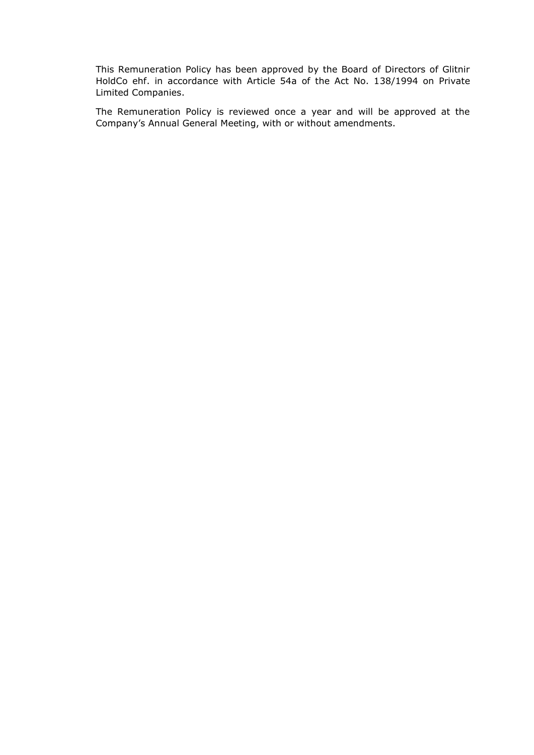This Remuneration Policy has been approved by the Board of Directors of Glitnir HoldCo ehf. in accordance with Article 54a of the Act No. 138/1994 on Private Limited Companies.

The Remuneration Policy is reviewed once a year and will be approved at the Company's Annual General Meeting, with or without amendments.